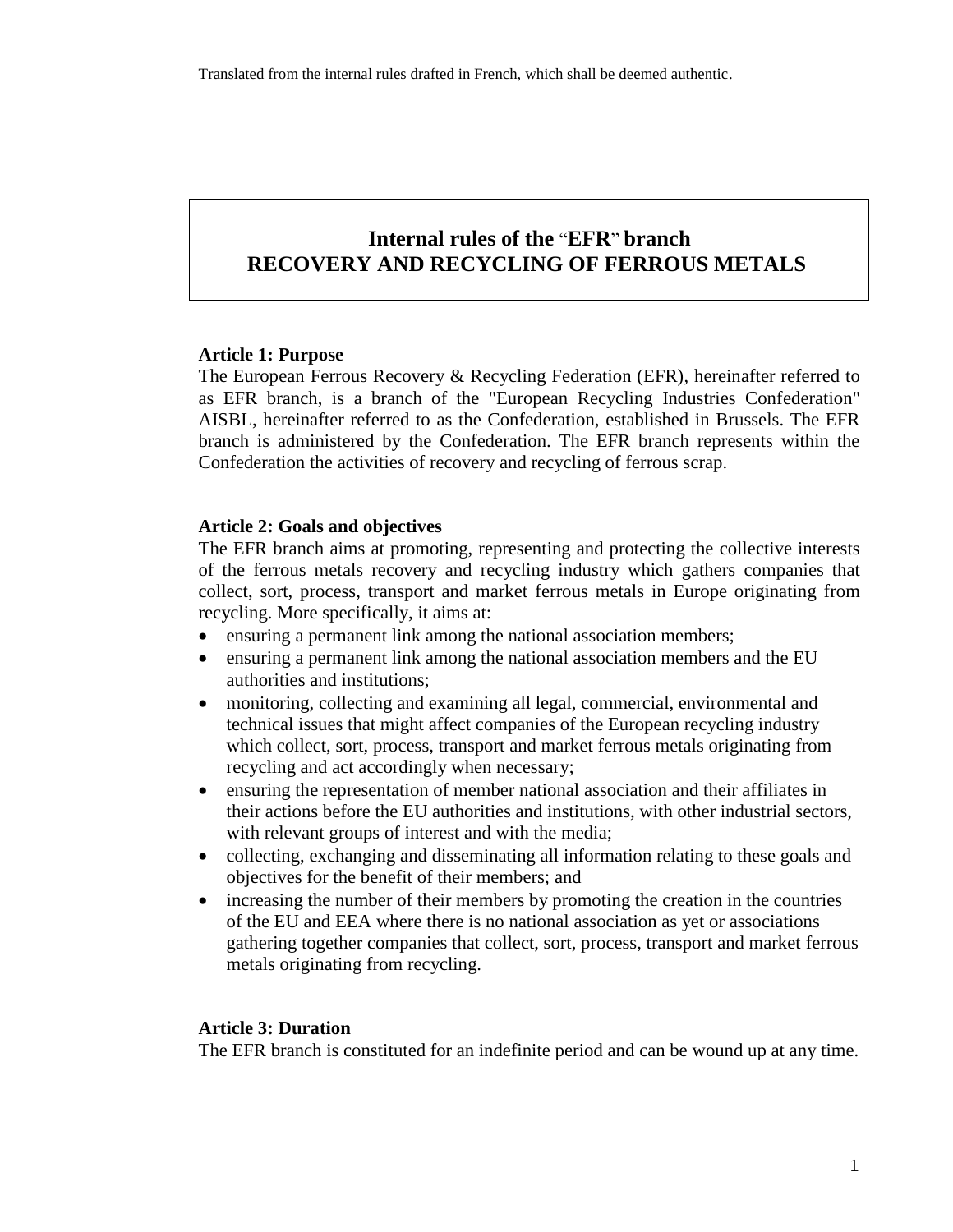Translated from the internal rules drafted in French, which shall be deemed authentic.

# Internal rules of the "EFR" branch
# RECOVERY AND RECYCLING OF FERROUS METALS

**Article 1: Purpose**

The European Ferrous Recovery & Recycling Federation (EFR), hereinafter referred to as EFR branch, is a branch of the "European Recycling Industries Confederation" AISBL, hereinafter referred to as the Confederation, established in Brussels. The EFR branch is administered by the Confederation. The EFR branch represents within the Confederation the activities of recovery and recycling of ferrous scrap.

**Article 2: Goals and objectives**

The EFR branch aims at promoting, representing and protecting the collective interests of the ferrous metals recovery and recycling industry which gathers companies that collect, sort, process, transport and market ferrous metals in Europe originating from recycling. More specifically, it aims at:

- ensuring a permanent link among the national association members;
- ensuring a permanent link among the national association members and the EU authorities and institutions;
- monitoring, collecting and examining all legal, commercial, environmental and technical issues that might affect companies of the European recycling industry which collect, sort, process, transport and market ferrous metals originating from recycling and act accordingly when necessary;
- ensuring the representation of member national association and their affiliates in their actions before the EU authorities and institutions, with other industrial sectors, with relevant groups of interest and with the media;
- collecting, exchanging and disseminating all information relating to these goals and objectives for the benefit of their members; and
- increasing the number of their members by promoting the creation in the countries of the EU and EEA where there is no national association as yet or associations gathering together companies that collect, sort, process, transport and market ferrous metals originating from recycling.

**Article 3: Duration**

The EFR branch is constituted for an indefinite period and can be wound up at any time.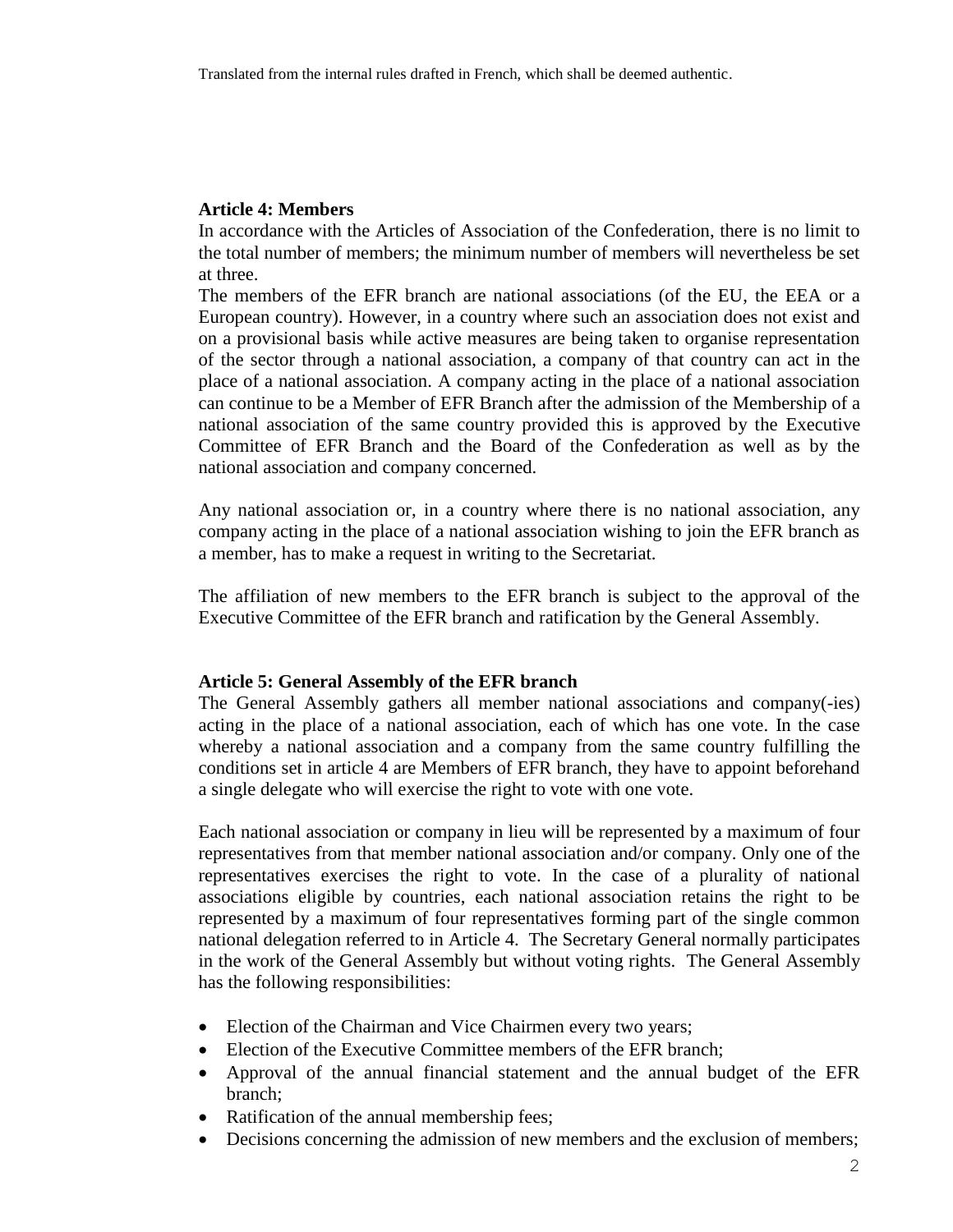Translated from the internal rules drafted in French, which shall be deemed authentic.

**Article 4: Members**

In accordance with the Articles of Association of the Confederation, there is no limit to the total number of members; the minimum number of members will nevertheless be set at three.

The members of the EFR branch are national associations (of the EU, the EEA or a European country). However, in a country where such an association does not exist and on a provisional basis while active measures are being taken to organise representation of the sector through a national association, a company of that country can act in the place of a national association. A company acting in the place of a national association can continue to be a Member of EFR Branch after the admission of the Membership of a national association of the same country provided this is approved by the Executive Committee of EFR Branch and the Board of the Confederation as well as by the national association and company concerned.

Any national association or, in a country where there is no national association, any company acting in the place of a national association wishing to join the EFR branch as a member, has to make a request in writing to the Secretariat.

The affiliation of new members to the EFR branch is subject to the approval of the Executive Committee of the EFR branch and ratification by the General Assembly.

**Article 5: General Assembly of the EFR branch**

The General Assembly gathers all member national associations and company(-ies) acting in the place of a national association, each of which has one vote. In the case whereby a national association and a company from the same country fulfilling the conditions set in article 4 are Members of EFR branch, they have to appoint beforehand a single delegate who will exercise the right to vote with one vote.

Each national association or company in lieu will be represented by a maximum of four representatives from that member national association and/or company. Only one of the representatives exercises the right to vote. In the case of a plurality of national associations eligible by countries, each national association retains the right to be represented by a maximum of four representatives forming part of the single common national delegation referred to in Article 4. The Secretary General normally participates in the work of the General Assembly but without voting rights. The General Assembly has the following responsibilities:

- Election of the Chairman and Vice Chairmen every two years;
- Election of the Executive Committee members of the EFR branch;
- Approval of the annual financial statement and the annual budget of the EFR branch;
- Ratification of the annual membership fees;
- Decisions concerning the admission of new members and the exclusion of members;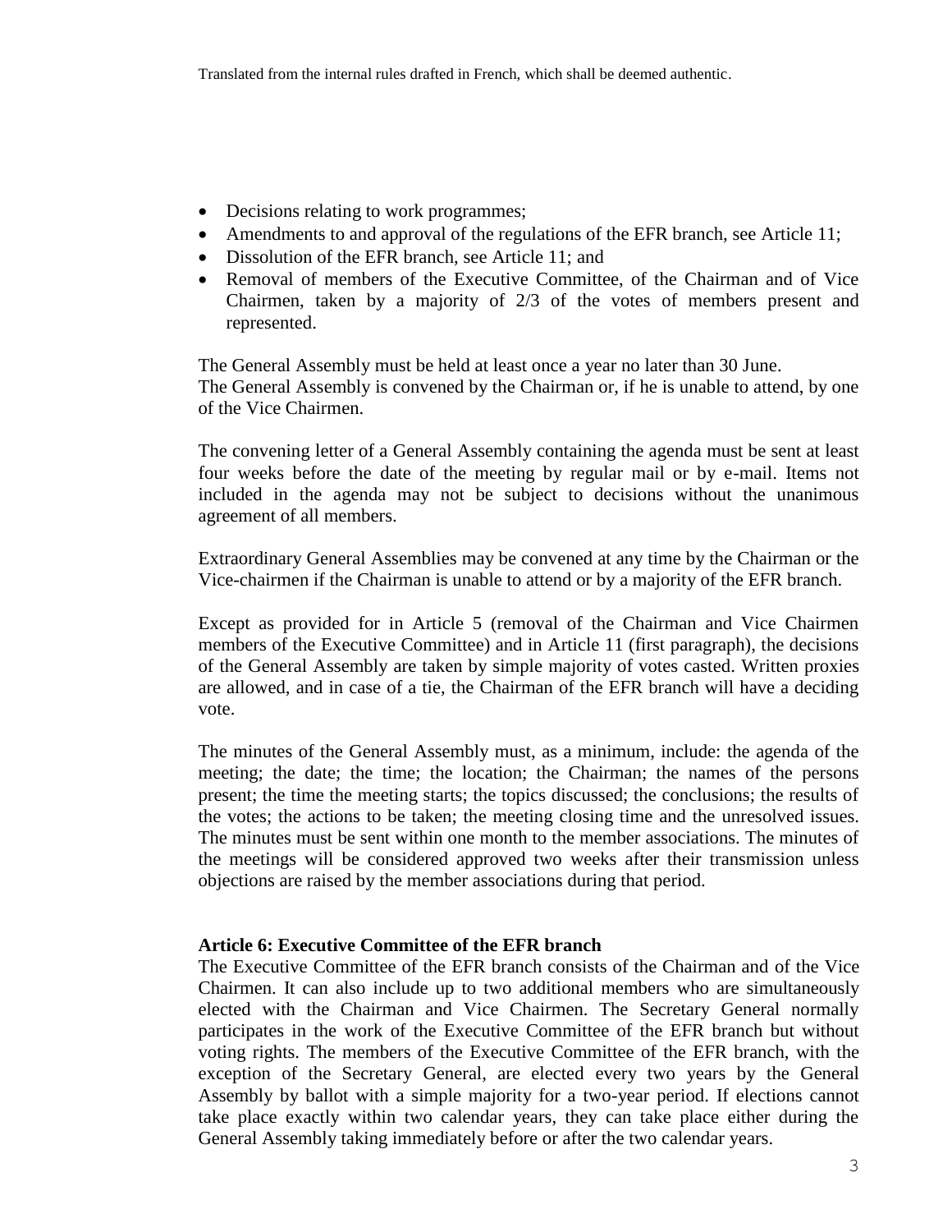- Decisions relating to work programmes;
- Amendments to and approval of the regulations of the EFR branch, see Article 11;
- Dissolution of the EFR branch, see Article 11; and
- Removal of members of the Executive Committee, of the Chairman and of Vice Chairmen, taken by a majority of 2/3 of the votes of members present and represented.

The General Assembly must be held at least once a year no later than 30 June.
The General Assembly is convened by the Chairman or, if he is unable to attend, by one of the Vice Chairmen.

The convening letter of a General Assembly containing the agenda must be sent at least four weeks before the date of the meeting by regular mail or by e-mail. Items not included in the agenda may not be subject to decisions without the unanimous agreement of all members.

Extraordinary General Assemblies may be convened at any time by the Chairman or the Vice-chairmen if the Chairman is unable to attend or by a majority of the EFR branch.

Except as provided for in Article 5 (removal of the Chairman and Vice Chairmen members of the Executive Committee) and in Article 11 (first paragraph), the decisions of the General Assembly are taken by simple majority of votes casted. Written proxies are allowed, and in case of a tie, the Chairman of the EFR branch will have a deciding vote.

The minutes of the General Assembly must, as a minimum, include: the agenda of the meeting; the date; the time; the location; the Chairman; the names of the persons present; the time the meeting starts; the topics discussed; the conclusions; the results of the votes; the actions to be taken; the meeting closing time and the unresolved issues. The minutes must be sent within one month to the member associations. The minutes of the meetings will be considered approved two weeks after their transmission unless objections are raised by the member associations during that period.

**Article 6: Executive Committee of the EFR branch**

The Executive Committee of the EFR branch consists of the Chairman and of the Vice Chairmen. It can also include up to two additional members who are simultaneously elected with the Chairman and Vice Chairmen. The Secretary General normally participates in the work of the Executive Committee of the EFR branch but without voting rights. The members of the Executive Committee of the EFR branch, with the exception of the Secretary General, are elected every two years by the General Assembly by ballot with a simple majority for a two-year period. If elections cannot take place exactly within two calendar years, they can take place either during the General Assembly taking immediately before or after the two calendar years.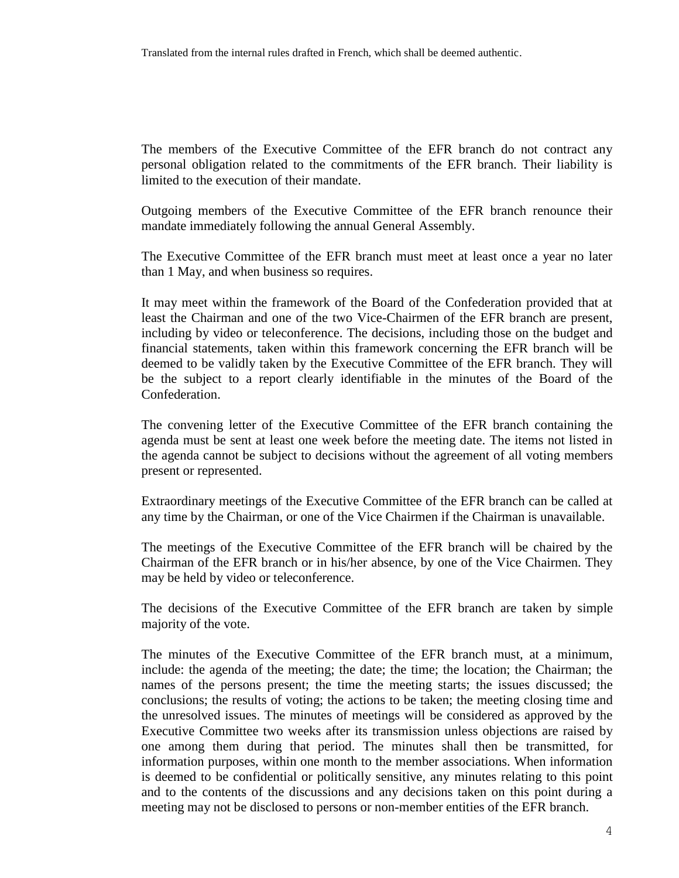The members of the Executive Committee of the EFR branch do not contract any personal obligation related to the commitments of the EFR branch. Their liability is limited to the execution of their mandate.

Outgoing members of the Executive Committee of the EFR branch renounce their mandate immediately following the annual General Assembly.

The Executive Committee of the EFR branch must meet at least once a year no later than 1 May, and when business so requires.

It may meet within the framework of the Board of the Confederation provided that at least the Chairman and one of the two Vice-Chairmen of the EFR branch are present, including by video or teleconference. The decisions, including those on the budget and financial statements, taken within this framework concerning the EFR branch will be deemed to be validly taken by the Executive Committee of the EFR branch. They will be the subject to a report clearly identifiable in the minutes of the Board of the Confederation.

The convening letter of the Executive Committee of the EFR branch containing the agenda must be sent at least one week before the meeting date. The items not listed in the agenda cannot be subject to decisions without the agreement of all voting members present or represented.

Extraordinary meetings of the Executive Committee of the EFR branch can be called at any time by the Chairman, or one of the Vice Chairmen if the Chairman is unavailable.

The meetings of the Executive Committee of the EFR branch will be chaired by the Chairman of the EFR branch or in his/her absence, by one of the Vice Chairmen. They may be held by video or teleconference.

The decisions of the Executive Committee of the EFR branch are taken by simple majority of the vote.

The minutes of the Executive Committee of the EFR branch must, at a minimum, include: the agenda of the meeting; the date; the time; the location; the Chairman; the names of the persons present; the time the meeting starts; the issues discussed; the conclusions; the results of voting; the actions to be taken; the meeting closing time and the unresolved issues. The minutes of meetings will be considered as approved by the Executive Committee two weeks after its transmission unless objections are raised by one among them during that period. The minutes shall then be transmitted, for information purposes, within one month to the member associations. When information is deemed to be confidential or politically sensitive, any minutes relating to this point and to the contents of the discussions and any decisions taken on this point during a meeting may not be disclosed to persons or non-member entities of the EFR branch.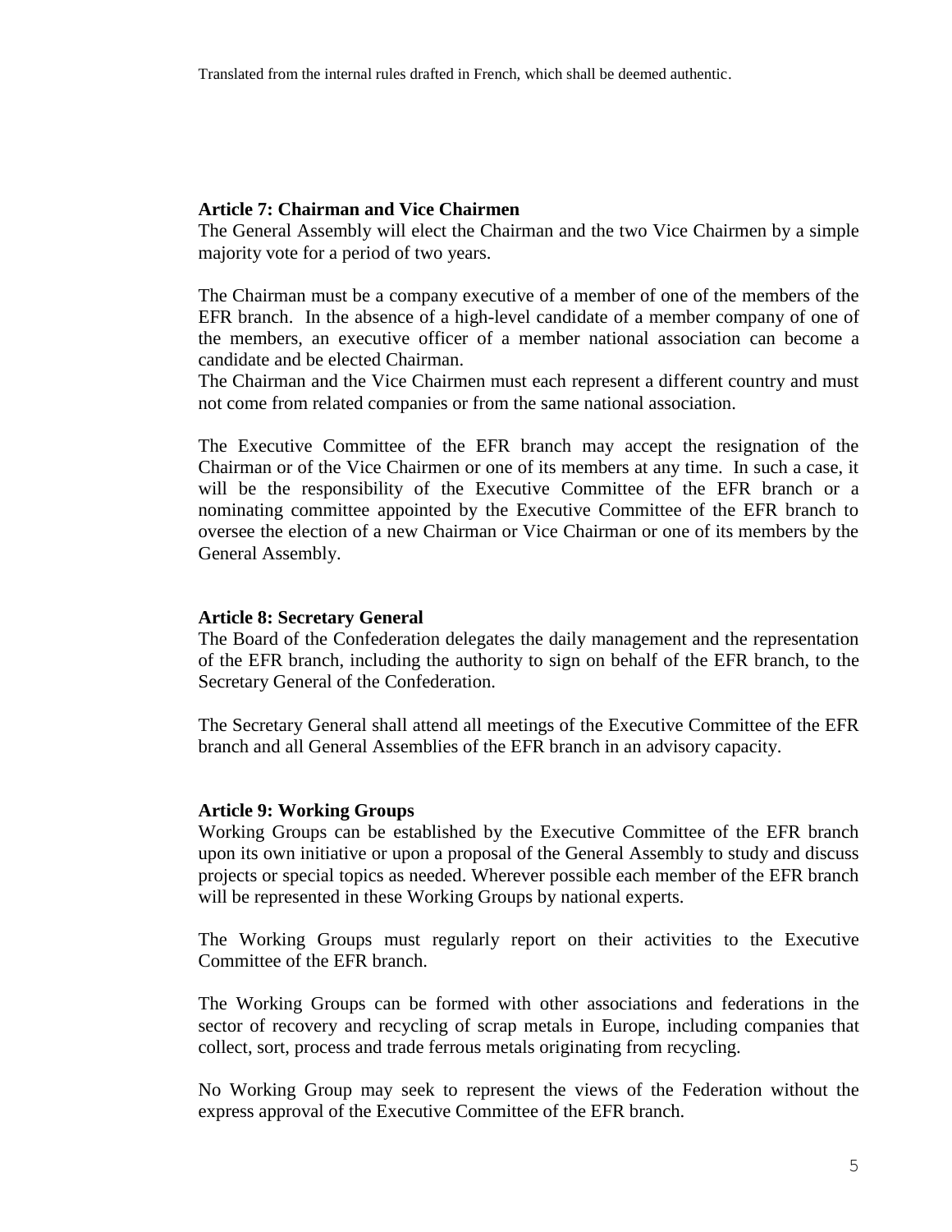Translated from the internal rules drafted in French, which shall be deemed authentic.

**Article 7: Chairman and Vice Chairmen**

The General Assembly will elect the Chairman and the two Vice Chairmen by a simple majority vote for a period of two years.

The Chairman must be a company executive of a member of one of the members of the EFR branch. In the absence of a high-level candidate of a member company of one of the members, an executive officer of a member national association can become a candidate and be elected Chairman.

The Chairman and the Vice Chairmen must each represent a different country and must not come from related companies or from the same national association.

The Executive Committee of the EFR branch may accept the resignation of the Chairman or of the Vice Chairmen or one of its members at any time. In such a case, it will be the responsibility of the Executive Committee of the EFR branch or a nominating committee appointed by the Executive Committee of the EFR branch to oversee the election of a new Chairman or Vice Chairman or one of its members by the General Assembly.

**Article 8: Secretary General**

The Board of the Confederation delegates the daily management and the representation of the EFR branch, including the authority to sign on behalf of the EFR branch, to the Secretary General of the Confederation.

The Secretary General shall attend all meetings of the Executive Committee of the EFR branch and all General Assemblies of the EFR branch in an advisory capacity.

**Article 9: Working Groups**

Working Groups can be established by the Executive Committee of the EFR branch upon its own initiative or upon a proposal of the General Assembly to study and discuss projects or special topics as needed. Wherever possible each member of the EFR branch will be represented in these Working Groups by national experts.

The Working Groups must regularly report on their activities to the Executive Committee of the EFR branch.

The Working Groups can be formed with other associations and federations in the sector of recovery and recycling of scrap metals in Europe, including companies that collect, sort, process and trade ferrous metals originating from recycling.

No Working Group may seek to represent the views of the Federation without the express approval of the Executive Committee of the EFR branch.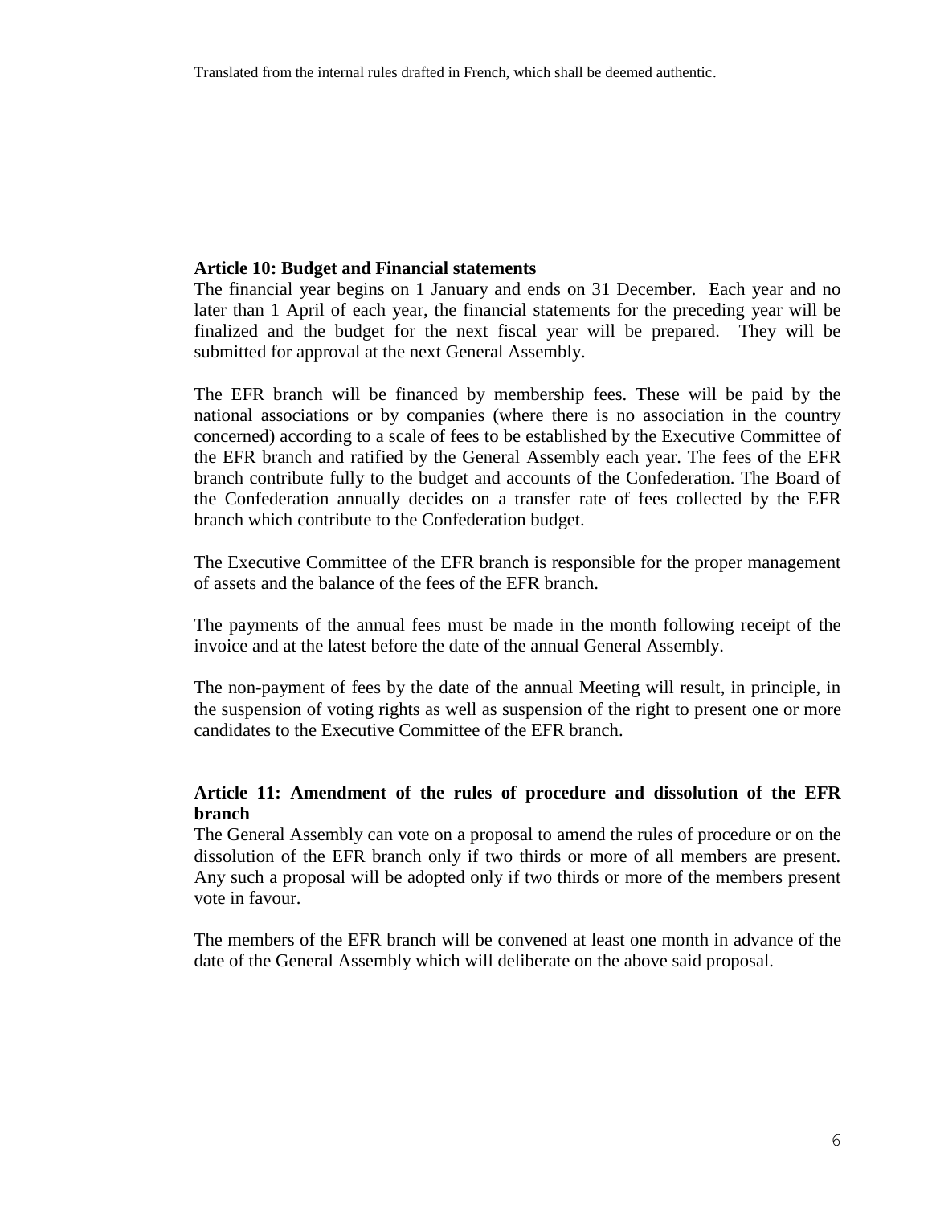Translated from the internal rules drafted in French, which shall be deemed authentic.

**Article 10: Budget and Financial statements**

The financial year begins on 1 January and ends on 31 December. Each year and no later than 1 April of each year, the financial statements for the preceding year will be finalized and the budget for the next fiscal year will be prepared. They will be submitted for approval at the next General Assembly.

The EFR branch will be financed by membership fees. These will be paid by the national associations or by companies (where there is no association in the country concerned) according to a scale of fees to be established by the Executive Committee of the EFR branch and ratified by the General Assembly each year. The fees of the EFR branch contribute fully to the budget and accounts of the Confederation. The Board of the Confederation annually decides on a transfer rate of fees collected by the EFR branch which contribute to the Confederation budget.

The Executive Committee of the EFR branch is responsible for the proper management of assets and the balance of the fees of the EFR branch.

The payments of the annual fees must be made in the month following receipt of the invoice and at the latest before the date of the annual General Assembly.

The non-payment of fees by the date of the annual Meeting will result, in principle, in the suspension of voting rights as well as suspension of the right to present one or more candidates to the Executive Committee of the EFR branch.

**Article 11: Amendment of the rules of procedure and dissolution of the EFR branch**

The General Assembly can vote on a proposal to amend the rules of procedure or on the dissolution of the EFR branch only if two thirds or more of all members are present. Any such a proposal will be adopted only if two thirds or more of the members present vote in favour.

The members of the EFR branch will be convened at least one month in advance of the date of the General Assembly which will deliberate on the above said proposal.